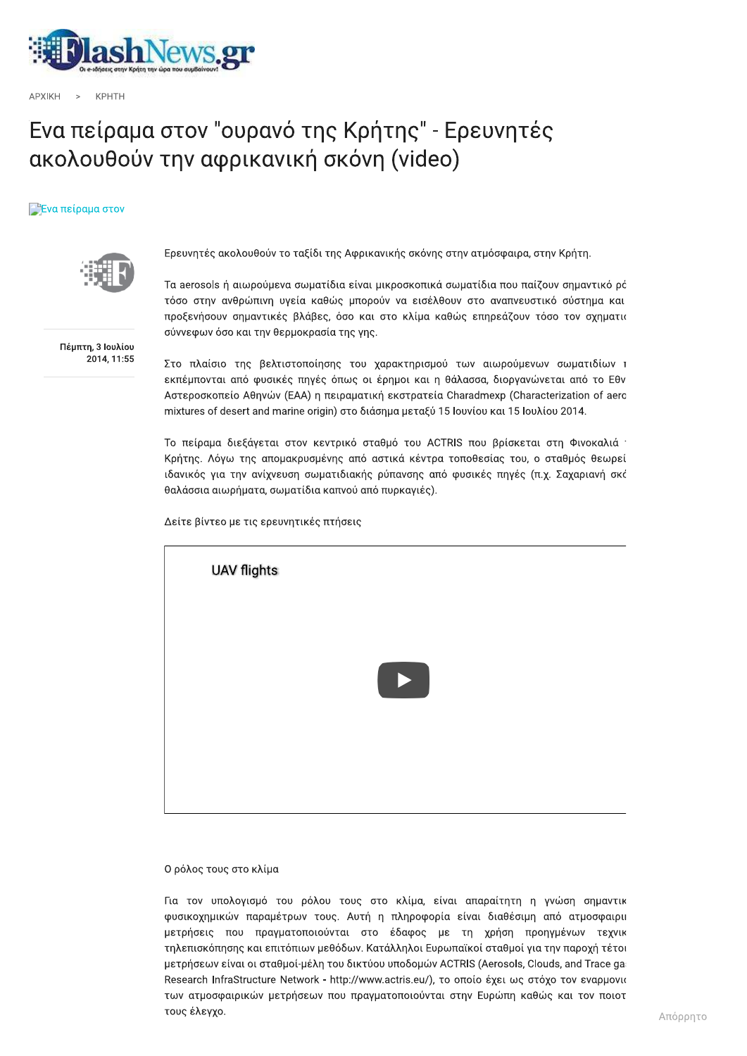ΑΡΧΙΚΗ > ΚΡΗΤΗ

# Ενα πείραμα στον "ουρανό της Κρήτης" - Ερευνητές ακολουθούν την αφρικανική σκόνη (video)

Ενα πείραμα στον

Πέμπτη, 3 Ιουλίου 2014, 11:55

Ερευνητές ακολουθούν το ταξίδι της Αφρικανικής σκόνης στην ατμόσφαιρα, στην Κρήτη.

Τα aerosols ή αιωρούμενα σωματίδια είναι μικροσκοπικά σωματίδια που παίζουν σημαντικό ρό τόσο στην ανθρώπινη υγεία καθώς μπορούν να εισέλθουν στο αναπνευστικό σύστημα και προξενήσουν σημαντικές βλάβες, όσο και στο κλίμα καθώς επηρεάζουν τόσο τον σχηματισ σύννεφων όσο και την θερμοκρασία της γης.

Στο πλαίσιο της βελτιστοποίησης του χαρακτηρισμού των αιωρούμενων σωματιδίων π εκπέμπονται από φυσικές πηγές όπως οι έρημοι και η θάλασσα, διοργανώνεται από το Εθν Αστεροσκοπείο Αθηνών (ΕΑΑ) η πειραματική εκστρατεία Charadmexp (Characterization of aero mixtures of desert and marine origin) στο διάσημα μεταξύ 15 Ιουνίου και 15 Ιουλίου 2014.

Το πείραμα διεξάγεται στον κεντρικό σταθμό του ACTRIS που βρίσκεται στη Φινοκαλιά τ Κρήτης. Λόγω της απομακρυσμένης από αστικά κέντρα τοποθεσίας του, ο σταθμός θεωρεί ιδανικός για την ανίχνευση σωματιδιακής ρύπανσης από φυσικές πηγές (π.χ. Σαχαριανή σκό θαλάσσια αιωρήματα, σωματίδια καπνού από πυρκαγιές).

Δείτε βίντεο με τις ερευνητικές πτήσεις

UAV flights

Ο ρόλος τους στο κλίμα

Για τον υπολογισμό του ρόλου τους στο κλίμα, είναι απαραίτητη η γνώση σημαντικ φυσικοχημικών παραμέτρων τους. Αυτή η πληροφορία είναι διαθέσιμη από ατμοσφαιρι μετρήσεις που πραγματοποιούνται στο έδαφος με τη χρήση προηγμένων τεχνικ τηλεπισκόπησης και επιτόπιων μεθόδων. Κατάλληλοι Ευρωπαϊκοί σταθμοί για την παροχή τέτοι μετρήσεων είναι οι σταθμοί-μέλη του δικτύου υποδομών ACTRIS (Aerosols, Clouds, and Trace ga Research InfraStructure Network - http://www.actris.eu/), το οποίο έχει ως στόχο τον εναρμονισ των ατμοσφαιρικών μετρήσεων που πραγματοποιούνται στην Ευρώπη καθώς και τον ποιοτ τους έλεγχο.

Απόρρητο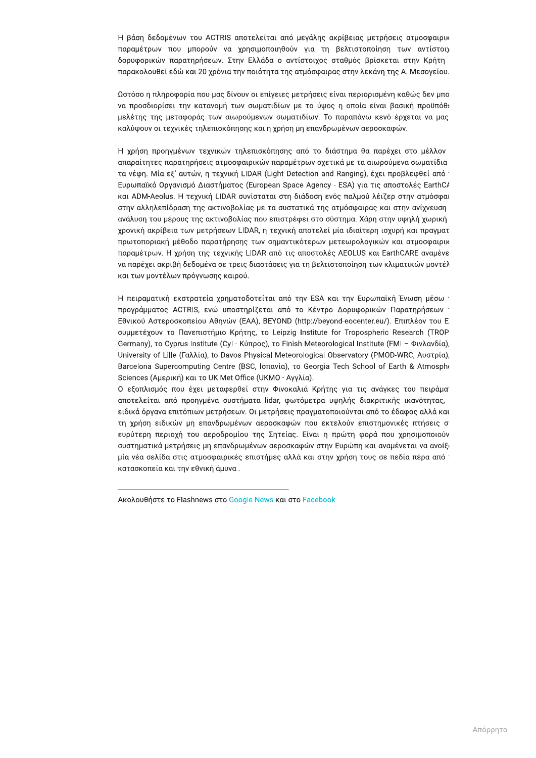Η βάση δεδομένων του ACTRIS αποτελείται από μεγάλης ακρίβειας μετρήσεις ατμοσφαιρικ παραμέτρων που μπορούν να χρησιμοποιηθούν για τη βελτιστοποίηση των αντίστοιχ δορυφορικών παρατηρήσεων. Στην Ελλάδα ο αντίστοιχος σταθμός βρίσκεται στην Κρήτη παρακολουθεί εδώ και 20 χρόνια την ποιότητα της ατμόσφαιρας στην λεκάνη της Α. Μεσογείου.

Ωστόσο η πληροφορία που μας δίνουν οι επίγειες μετρήσεις είναι περιορισμένη καθώς δεν μπο να προσδιορίσει την κατανομή των σωματιδίων με το ύψος η οποία είναι βασική προϋπόθε μελέτης της μεταφοράς των αιωρούμενων σωματιδίων. Το παραπάνω κενό έρχεται να μας καλύψουν οι τεχνικές τηλεπισκόπησης και η χρήση μη επανδρωμένων αεροσκαφών.

Η χρήση προηγμένων τεχνικών τηλεπισκόπησης από το διάστημα θα παρέχει στο μέλλον απαραίτητες παρατηρήσεις ατμοσφαιρικών παραμέτρων σχετικά με τα αιωρούμενα σωματίδια τα νέφη. Μία εξ' αυτών, η τεχνική LIDAR (Light Detection and Ranging), έχει προβλεφθεί από Ευρωπαϊκό Οργανισμό Διαστήματος (European Space Agency - ESA) για τις αποστολές EarthCA και ADM-Aeolus. Η τεχνική LIDAR συνίσταται στη διάδοση ενός παλμού λέιζερ στην ατμόσφαι στην αλληλεπίδραση της ακτινοβολίας με τα συστατικά της ατμόσφαιρας και στην ανίχνευση ανάλυση του μέρους της ακτινοβολίας που επιστρέφει στο σύστημα. Χάρη στην υψηλή χωρική χρονική ακρίβεια των μετρήσεων LIDAR, η τεχνική αποτελεί μία ιδιαίτερη ισχυρή και πραγματ πρωτοποριακή μέθοδο παρατήρησης των σημαντικότερων μετεωρολογικών και ατμοσφαιρικ παραμέτρων. Η χρήση της τεχνικής LIDAR από τις αποστολές AEOLUS και EarthCARE αναμένε να παρέχει ακριβή δεδομένα σε τρεις διαστάσεις για τη βελτιστοποίηση των κλιματικών μοντέλ και των μοντέλων πρόγνωσης καιρού.

Η πειραματική εκστρατεία χρηματοδοτείται από την ESA και την Ευρωπαϊκή Ένωση μέσω προγράμματος ACTRIS, ενώ υποστηρίζεται από το Κέντρο Δορυφορικών Παρατηρήσεων Εθνικού Αστεροσκοπείου Αθηνών (ΕΑΑ), BEYOND (http://beyond-eocenter.eu/). Επιπλέον του Ε συμμετέχουν το Πανεπιστήμιο Κρήτης, το Leipzig Institute for Tropospheric Research (TROP Germany), το Cyprus Institute (CyI - Κύπρος), το Finish Meteorological Institute (FMI – Φινλανδία), University of Lille (Γαλλία), to Davos Physical Meteorological Observatory (PMOD-WRC, Αυστρία), Barcelona Supercomputing Centre (BSC, Ισπανία), το Georgia Tech School of Earth & Atmosphe Sciences (Αμερική) και το UK Met Office (UKMO - Αγγλία).
Ο εξοπλισμός που έχει μεταφερθεί στην Φινοκαλιά Κρήτης για τις ανάγκες του πειράμα αποτελείται από προηγμένα συστήματα lidar, φωτόμετρα υψηλής διακριτικής ικανότητας, ειδικά όργανα επιτόπιων μετρήσεων. Οι μετρήσεις πραγματοποιούνται από το έδαφος αλλά και τη χρήση ειδικών μη επανδρωμένων αεροσκαφών που εκτελούν επιστημονικές πτήσεις σ ευρύτερη περιοχή του αεροδρομίου της Σητείας. Είναι η πρώτη φορά που χρησιμοποιούν συστηματικά μετρήσεις μη επανδρωμένων αεροσκαφών στην Ευρώπη και αναμένεται να ανοίξ μία νέα σελίδα στις ατμοσφαιρικές επιστήμες αλλά και στην χρήση τους σε πεδία πέρα από κατασκοπεία και την εθνική άμυνα .

---

Ακολουθήστε το Flashnews στο Google News και στο Facebook

Απόρρητο